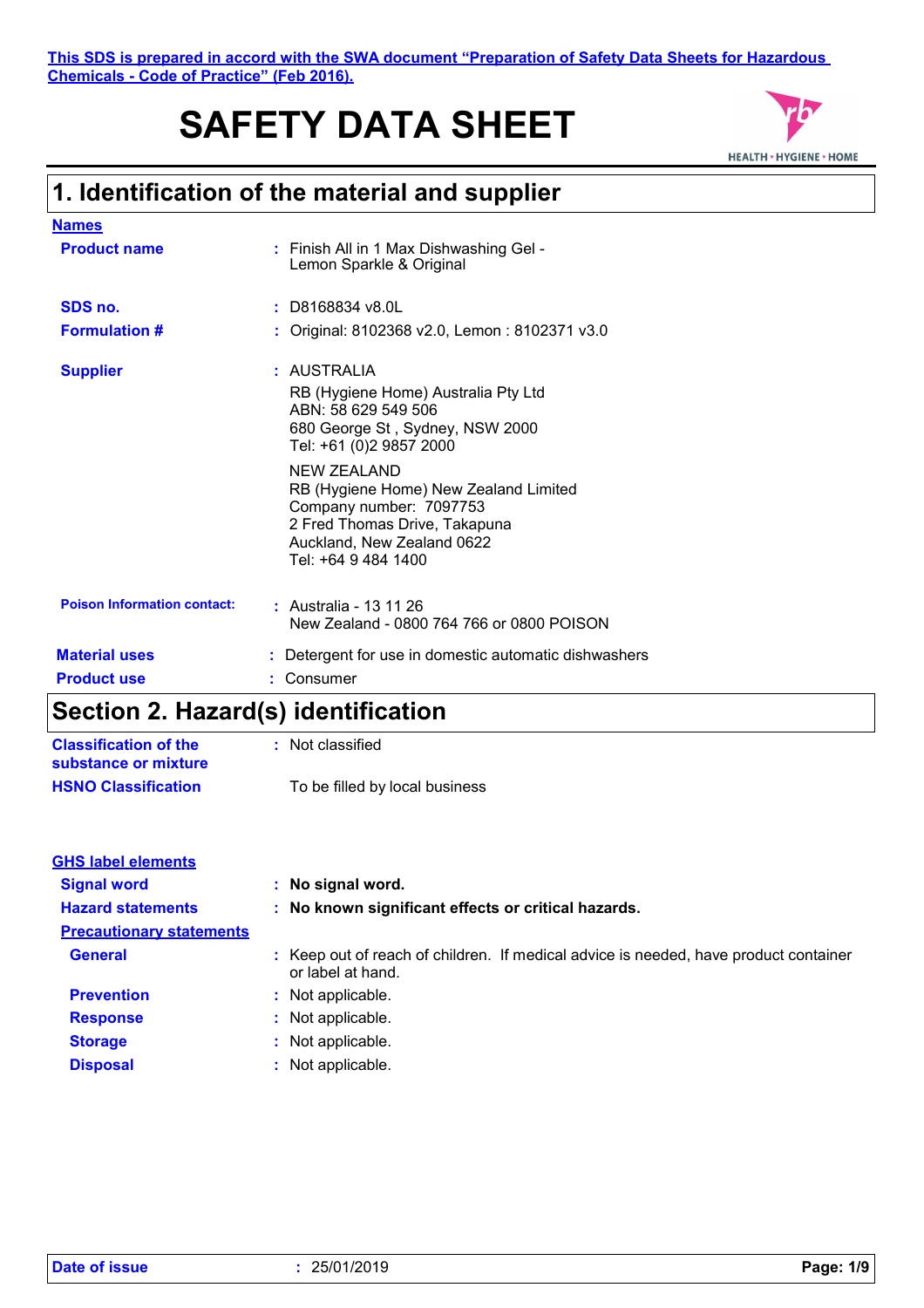This SDS is prepared in accord with the SWA document "Preparation of Safety Data Sheets for Hazardous Chemicals - Code of Practice" (Feb 2016).

# SAFETY DATA SHEET

HEALTH • HYGIENE • HOME

## 1. Identification of the material and supplier

**Names**

**Product name** : Finish All in 1 Max Dishwashing Gel - Lemon Sparkle & Original

**SDS no.** : D8168834 v8.0L

**Formulation #** : Original: 8102368 v2.0, Lemon : 8102371 v3.0

**Supplier** : AUSTRALIA
RB (Hygiene Home) Australia Pty Ltd
ABN: 58 629 549 506
680 George St , Sydney, NSW 2000
Tel: +61 (0)2 9857 2000

NEW ZEALAND
RB (Hygiene Home) New Zealand Limited
Company number: 7097753
2 Fred Thomas Drive, Takapuna
Auckland, New Zealand 0622
Tel: +64 9 484 1400

**Poison Information contact:** : Australia - 13 11 26
New Zealand - 0800 764 766 or 0800 POISON

**Material uses** : Detergent for use in domestic automatic dishwashers

**Product use** : Consumer

## Section 2. Hazard(s) identification

**Classification of the substance or mixture** : Not classified

**HSNO Classification** To be filled by local business

**GHS label elements**

**Signal word** : **No signal word.**

**Hazard statements** : **No known significant effects or critical hazards.**

**Precautionary statements**

**General** : Keep out of reach of children. If medical advice is needed, have product container or label at hand.

**Prevention** : Not applicable.

**Response** : Not applicable.

**Storage** : Not applicable.

**Disposal** : Not applicable.

**Date of issue** : 25/01/2019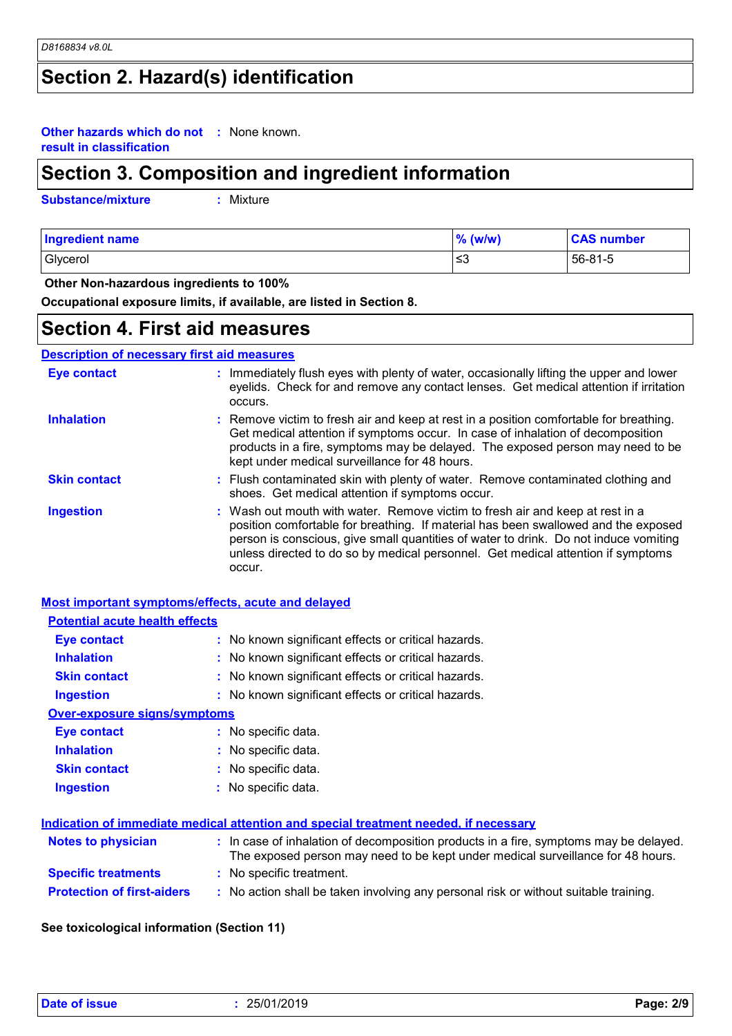## Section 2. Hazard(s) identification

**Other hazards which do not result in classification** : None known.

## Section 3. Composition and ingredient information

**Substance/mixture** : Mixture

| Ingredient name | % (w/w) | CAS number |
|---|---|---|
| Glycerol | ≤3 | 56-81-5 |

**Other Non-hazardous ingredients to 100%**

**Occupational exposure limits, if available, are listed in Section 8.**

## Section 4. First aid measures

### Description of necessary first aid measures

**Eye contact** : Immediately flush eyes with plenty of water, occasionally lifting the upper and lower eyelids. Check for and remove any contact lenses. Get medical attention if irritation occurs.

**Inhalation** : Remove victim to fresh air and keep at rest in a position comfortable for breathing. Get medical attention if symptoms occur. In case of inhalation of decomposition products in a fire, symptoms may be delayed. The exposed person may need to be kept under medical surveillance for 48 hours.

**Skin contact** : Flush contaminated skin with plenty of water. Remove contaminated clothing and shoes. Get medical attention if symptoms occur.

**Ingestion** : Wash out mouth with water. Remove victim to fresh air and keep at rest in a position comfortable for breathing. If material has been swallowed and the exposed person is conscious, give small quantities of water to drink. Do not induce vomiting unless directed to do so by medical personnel. Get medical attention if symptoms occur.

### Most important symptoms/effects, acute and delayed

#### Potential acute health effects

**Eye contact** : No known significant effects or critical hazards.

**Inhalation** : No known significant effects or critical hazards.

**Skin contact** : No known significant effects or critical hazards.

**Ingestion** : No known significant effects or critical hazards.

#### Over-exposure signs/symptoms

**Eye contact** : No specific data.

**Inhalation** : No specific data.

**Skin contact** : No specific data.

**Ingestion** : No specific data.

### Indication of immediate medical attention and special treatment needed, if necessary

**Notes to physician** : In case of inhalation of decomposition products in a fire, symptoms may be delayed. The exposed person may need to be kept under medical surveillance for 48 hours.

**Specific treatments** : No specific treatment.

**Protection of first-aiders** : No action shall be taken involving any personal risk or without suitable training.

**See toxicological information (Section 11)**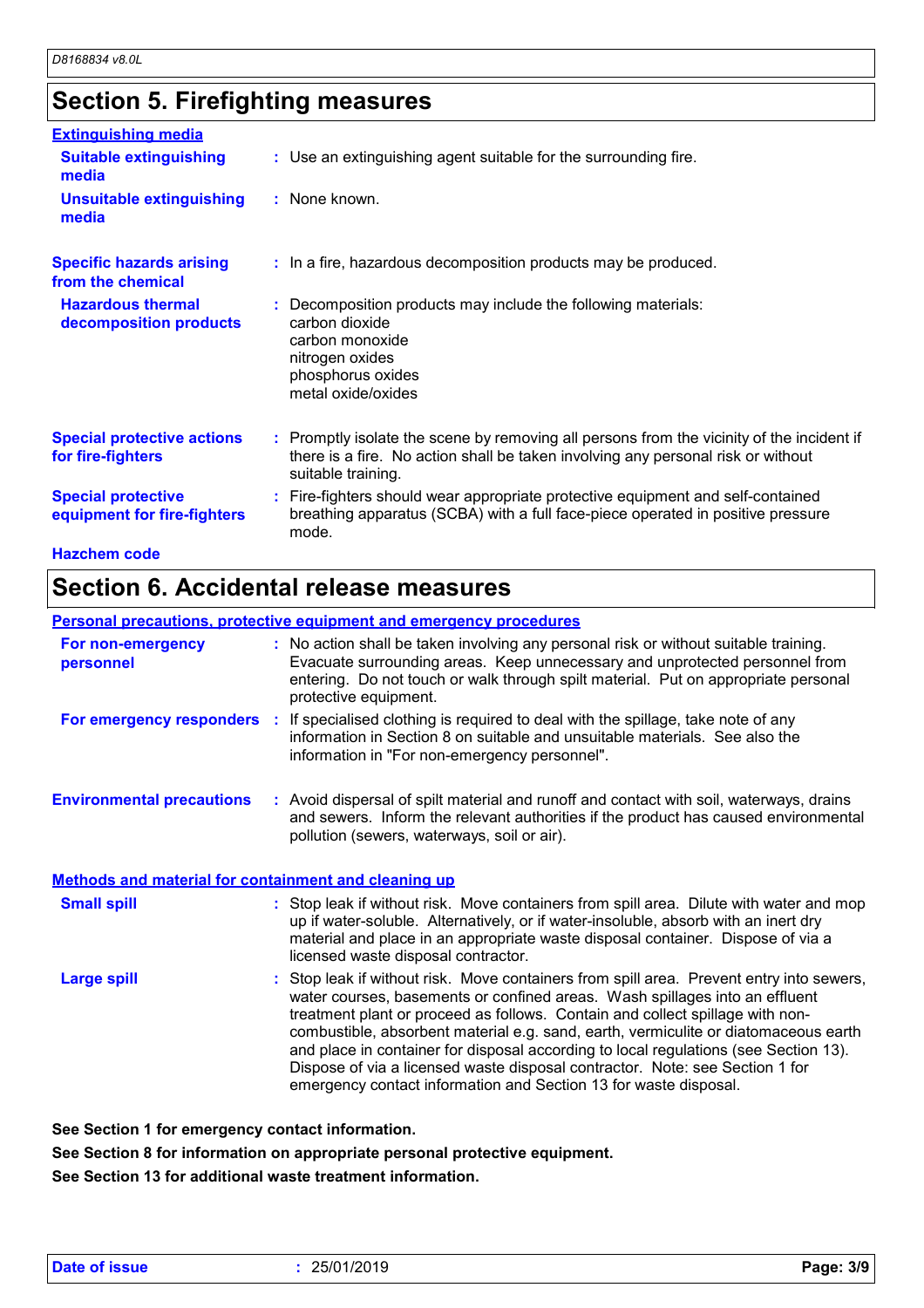## Section 5. Firefighting measures

**Extinguishing media**

**Suitable extinguishing media** : Use an extinguishing agent suitable for the surrounding fire.

**Unsuitable extinguishing media** : None known.

**Specific hazards arising from the chemical** : In a fire, hazardous decomposition products may be produced.

**Hazardous thermal decomposition products** : Decomposition products may include the following materials:
carbon dioxide
carbon monoxide
nitrogen oxides
phosphorus oxides
metal oxide/oxides

**Special protective actions for fire-fighters** : Promptly isolate the scene by removing all persons from the vicinity of the incident if there is a fire. No action shall be taken involving any personal risk or without suitable training.

**Special protective equipment for fire-fighters** : Fire-fighters should wear appropriate protective equipment and self-contained breathing apparatus (SCBA) with a full face-piece operated in positive pressure mode.

**Hazchem code**

## Section 6. Accidental release measures

**Personal precautions, protective equipment and emergency procedures**

**For non-emergency personnel** : No action shall be taken involving any personal risk or without suitable training. Evacuate surrounding areas. Keep unnecessary and unprotected personnel from entering. Do not touch or walk through spilt material. Put on appropriate personal protective equipment.

**For emergency responders** : If specialised clothing is required to deal with the spillage, take note of any information in Section 8 on suitable and unsuitable materials. See also the information in "For non-emergency personnel".

**Environmental precautions** : Avoid dispersal of spilt material and runoff and contact with soil, waterways, drains and sewers. Inform the relevant authorities if the product has caused environmental pollution (sewers, waterways, soil or air).

**Methods and material for containment and cleaning up**

**Small spill** : Stop leak if without risk. Move containers from spill area. Dilute with water and mop up if water-soluble. Alternatively, or if water-insoluble, absorb with an inert dry material and place in an appropriate waste disposal container. Dispose of via a licensed waste disposal contractor.

**Large spill** : Stop leak if without risk. Move containers from spill area. Prevent entry into sewers, water courses, basements or confined areas. Wash spillages into an effluent treatment plant or proceed as follows. Contain and collect spillage with non-combustible, absorbent material e.g. sand, earth, vermiculite or diatomaceous earth and place in container for disposal according to local regulations (see Section 13). Dispose of via a licensed waste disposal contractor. Note: see Section 1 for emergency contact information and Section 13 for waste disposal.

**See Section 1 for emergency contact information.**

**See Section 8 for information on appropriate personal protective equipment.**

**See Section 13 for additional waste treatment information.**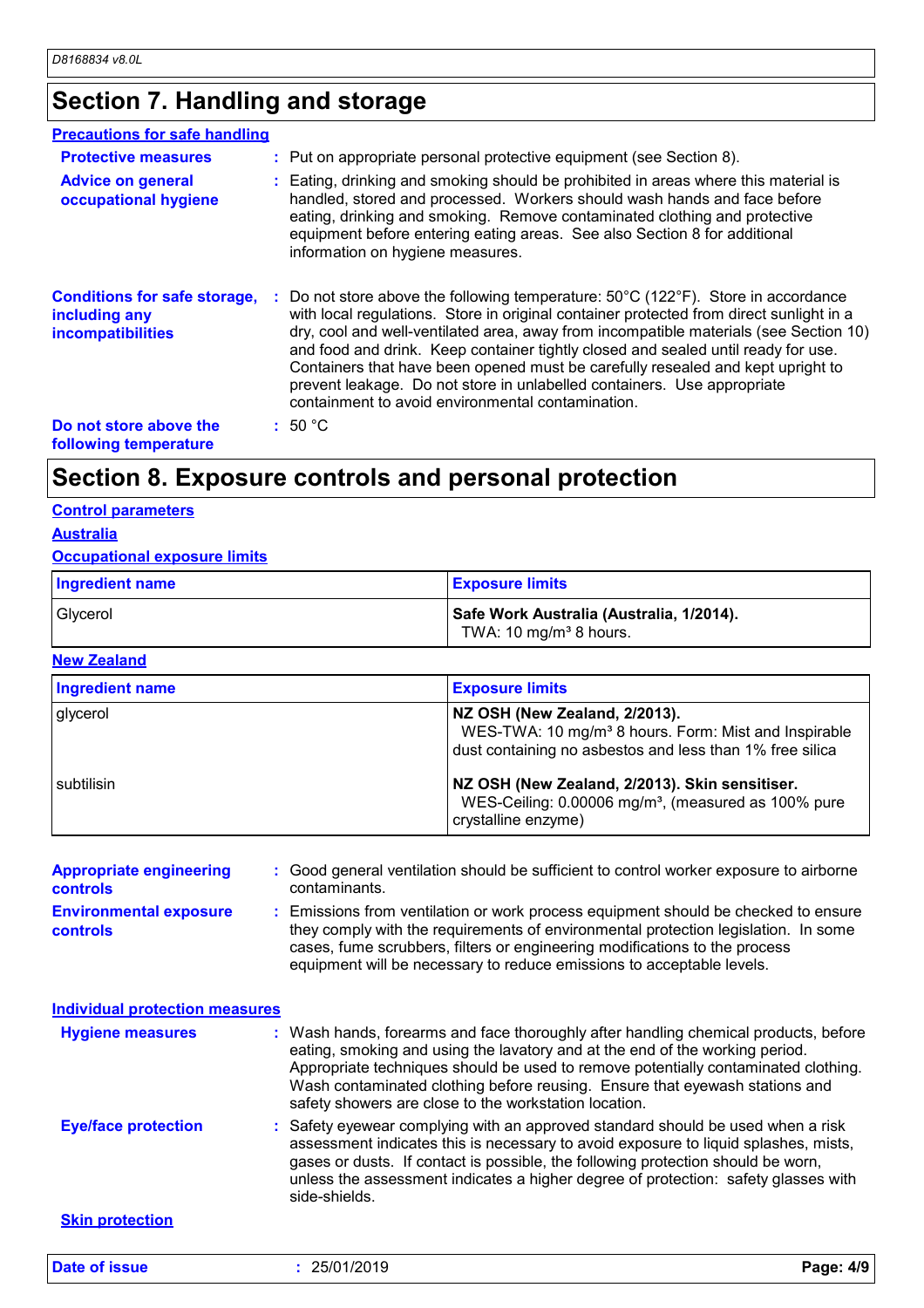## Section 7. Handling and storage

### Precautions for safe handling

**Protective measures** : Put on appropriate personal protective equipment (see Section 8).

**Advice on general occupational hygiene** : Eating, drinking and smoking should be prohibited in areas where this material is handled, stored and processed. Workers should wash hands and face before eating, drinking and smoking. Remove contaminated clothing and protective equipment before entering eating areas. See also Section 8 for additional information on hygiene measures.

**Conditions for safe storage, including any incompatibilities** : Do not store above the following temperature: 50°C (122°F). Store in accordance with local regulations. Store in original container protected from direct sunlight in a dry, cool and well-ventilated area, away from incompatible materials (see Section 10) and food and drink. Keep container tightly closed and sealed until ready for use. Containers that have been opened must be carefully resealed and kept upright to prevent leakage. Do not store in unlabelled containers. Use appropriate containment to avoid environmental contamination.

**Do not store above the following temperature** : 50 °C

## Section 8. Exposure controls and personal protection

### Control parameters

#### Australia

#### Occupational exposure limits

| Ingredient name | Exposure limits |
|---|---|
| Glycerol | **Safe Work Australia (Australia, 1/2014).** TWA: 10 mg/m³ 8 hours. |

#### New Zealand

| Ingredient name | Exposure limits |
|---|---|
| glycerol | **NZ OSH (New Zealand, 2/2013).** WES-TWA: 10 mg/m³ 8 hours. Form: Mist and Inspirable dust containing no asbestos and less than 1% free silica |
| subtilisin | **NZ OSH (New Zealand, 2/2013). Skin sensitiser.** WES-Ceiling: 0.00006 mg/m³, (measured as 100% pure crystalline enzyme) |

**Appropriate engineering controls** : Good general ventilation should be sufficient to control worker exposure to airborne contaminants.

**Environmental exposure controls** : Emissions from ventilation or work process equipment should be checked to ensure they comply with the requirements of environmental protection legislation. In some cases, fume scrubbers, filters or engineering modifications to the process equipment will be necessary to reduce emissions to acceptable levels.

### Individual protection measures

**Hygiene measures** : Wash hands, forearms and face thoroughly after handling chemical products, before eating, smoking and using the lavatory and at the end of the working period. Appropriate techniques should be used to remove potentially contaminated clothing. Wash contaminated clothing before reusing. Ensure that eyewash stations and safety showers are close to the workstation location.

**Eye/face protection** : Safety eyewear complying with an approved standard should be used when a risk assessment indicates this is necessary to avoid exposure to liquid splashes, mists, gases or dusts. If contact is possible, the following protection should be worn, unless the assessment indicates a higher degree of protection: safety glasses with side-shields.

#### Skin protection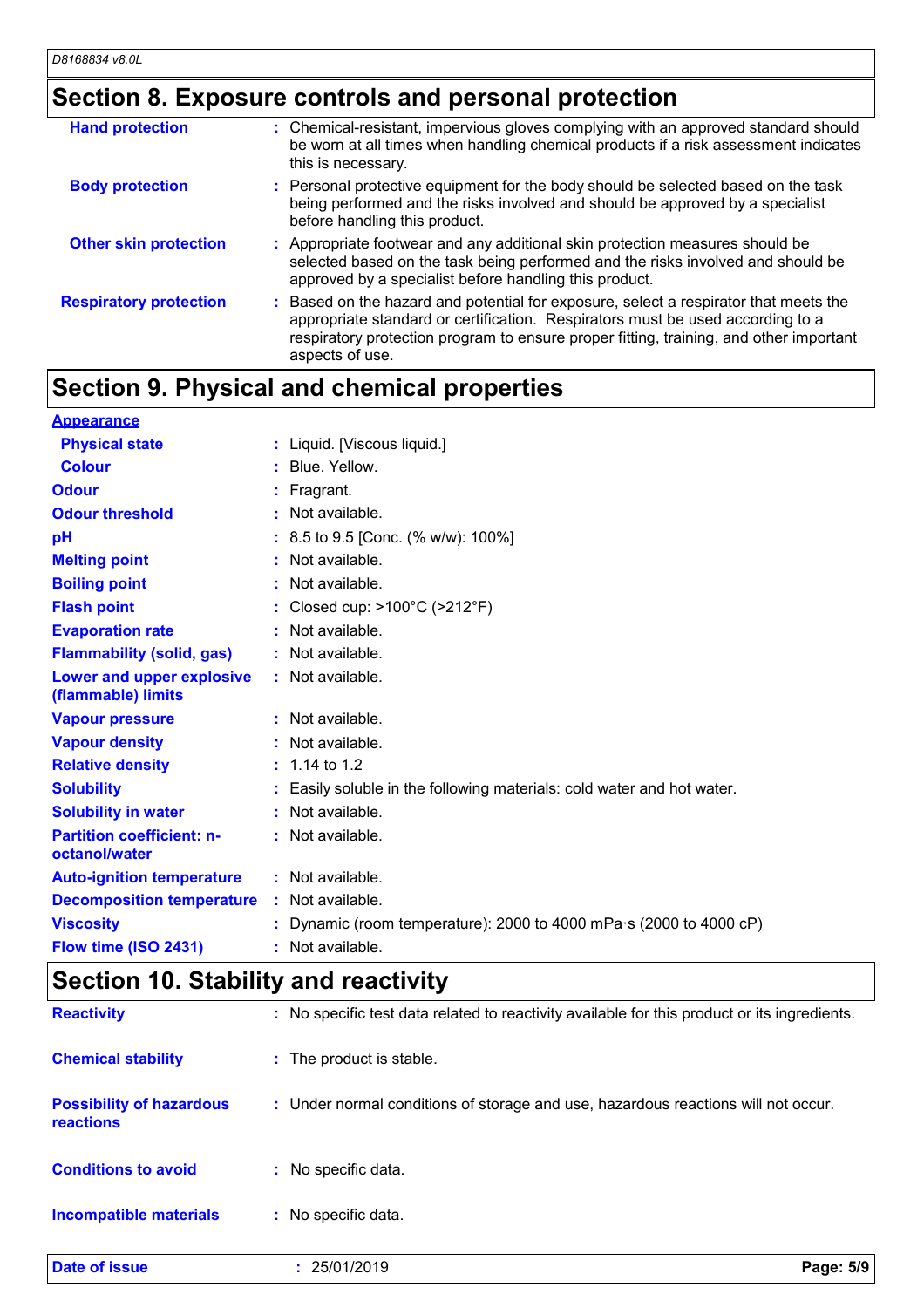## Section 8. Exposure controls and personal protection

| | |
|---|---|
| **Hand protection** | : Chemical-resistant, impervious gloves complying with an approved standard should be worn at all times when handling chemical products if a risk assessment indicates this is necessary. |
| **Body protection** | : Personal protective equipment for the body should be selected based on the task being performed and the risks involved and should be approved by a specialist before handling this product. |
| **Other skin protection** | : Appropriate footwear and any additional skin protection measures should be selected based on the task being performed and the risks involved and should be approved by a specialist before handling this product. |
| **Respiratory protection** | : Based on the hazard and potential for exposure, select a respirator that meets the appropriate standard or certification. Respirators must be used according to a respiratory protection program to ensure proper fitting, training, and other important aspects of use. |

## Section 9. Physical and chemical properties

**Appearance**

| | |
|---|---|
| **Physical state** | : Liquid. [Viscous liquid.] |
| **Colour** | : Blue. Yellow. |
| **Odour** | : Fragrant. |
| **Odour threshold** | : Not available. |
| **pH** | : 8.5 to 9.5 [Conc. (% w/w): 100%] |
| **Melting point** | : Not available. |
| **Boiling point** | : Not available. |
| **Flash point** | : Closed cup: >100°C (>212°F) |
| **Evaporation rate** | : Not available. |
| **Flammability (solid, gas)** | : Not available. |
| **Lower and upper explosive (flammable) limits** | : Not available. |
| **Vapour pressure** | : Not available. |
| **Vapour density** | : Not available. |
| **Relative density** | : 1.14 to 1.2 |
| **Solubility** | : Easily soluble in the following materials: cold water and hot water. |
| **Solubility in water** | : Not available. |
| **Partition coefficient: n-octanol/water** | : Not available. |
| **Auto-ignition temperature** | : Not available. |
| **Decomposition temperature** | : Not available. |
| **Viscosity** | : Dynamic (room temperature): 2000 to 4000 mPa·s (2000 to 4000 cP) |
| **Flow time (ISO 2431)** | : Not available. |

## Section 10. Stability and reactivity

| | |
|---|---|
| **Reactivity** | : No specific test data related to reactivity available for this product or its ingredients. |
| **Chemical stability** | : The product is stable. |
| **Possibility of hazardous reactions** | : Under normal conditions of storage and use, hazardous reactions will not occur. |
| **Conditions to avoid** | : No specific data. |
| **Incompatible materials** | : No specific data. |

**Date of issue** : 25/01/2019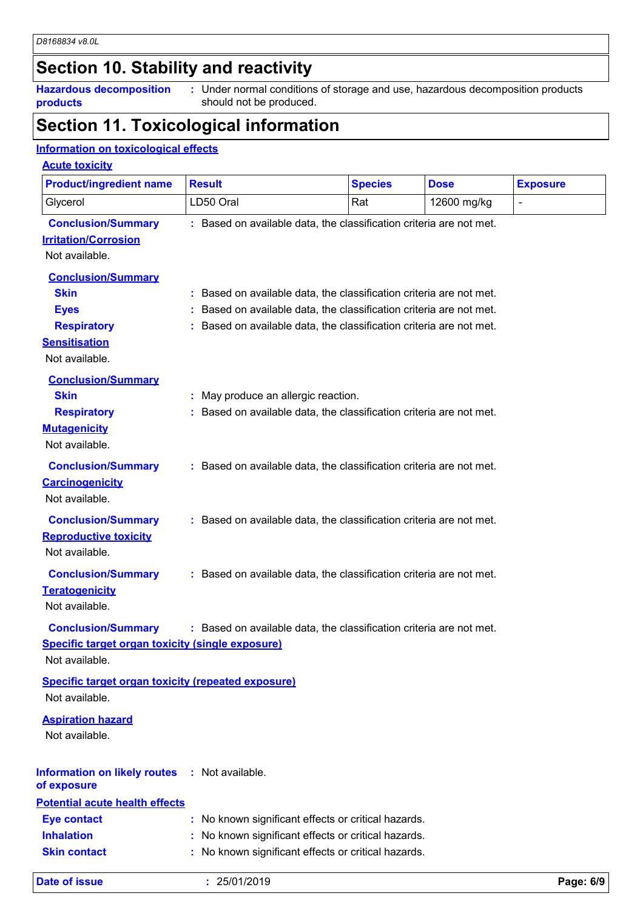## Section 10. Stability and reactivity

**Hazardous decomposition products** : Under normal conditions of storage and use, hazardous decomposition products should not be produced.

## Section 11. Toxicological information

### Information on toxicological effects

**Acute toxicity**

| Product/ingredient name | Result | Species | Dose | Exposure |
|---|---|---|---|---|
| Glycerol | LD50 Oral | Rat | 12600 mg/kg | - |

**Conclusion/Summary** : Based on available data, the classification criteria are not met.

**Irritation/Corrosion**

Not available.

**Conclusion/Summary**

**Skin** : Based on available data, the classification criteria are not met.

**Eyes** : Based on available data, the classification criteria are not met.

**Respiratory** : Based on available data, the classification criteria are not met.

**Sensitisation**

Not available.

**Conclusion/Summary**

**Skin** : May produce an allergic reaction.

**Respiratory** : Based on available data, the classification criteria are not met.

**Mutagenicity**

Not available.

**Conclusion/Summary** : Based on available data, the classification criteria are not met.

**Carcinogenicity**

Not available.

**Conclusion/Summary** : Based on available data, the classification criteria are not met.

**Reproductive toxicity**

Not available.

**Conclusion/Summary** : Based on available data, the classification criteria are not met.

**Teratogenicity**

Not available.

**Conclusion/Summary** : Based on available data, the classification criteria are not met.

**Specific target organ toxicity (single exposure)**

Not available.

**Specific target organ toxicity (repeated exposure)**

Not available.

**Aspiration hazard**

Not available.

**Information on likely routes of exposure** : Not available.

**Potential acute health effects**

**Eye contact** : No known significant effects or critical hazards.

**Inhalation** : No known significant effects or critical hazards.

**Skin contact** : No known significant effects or critical hazards.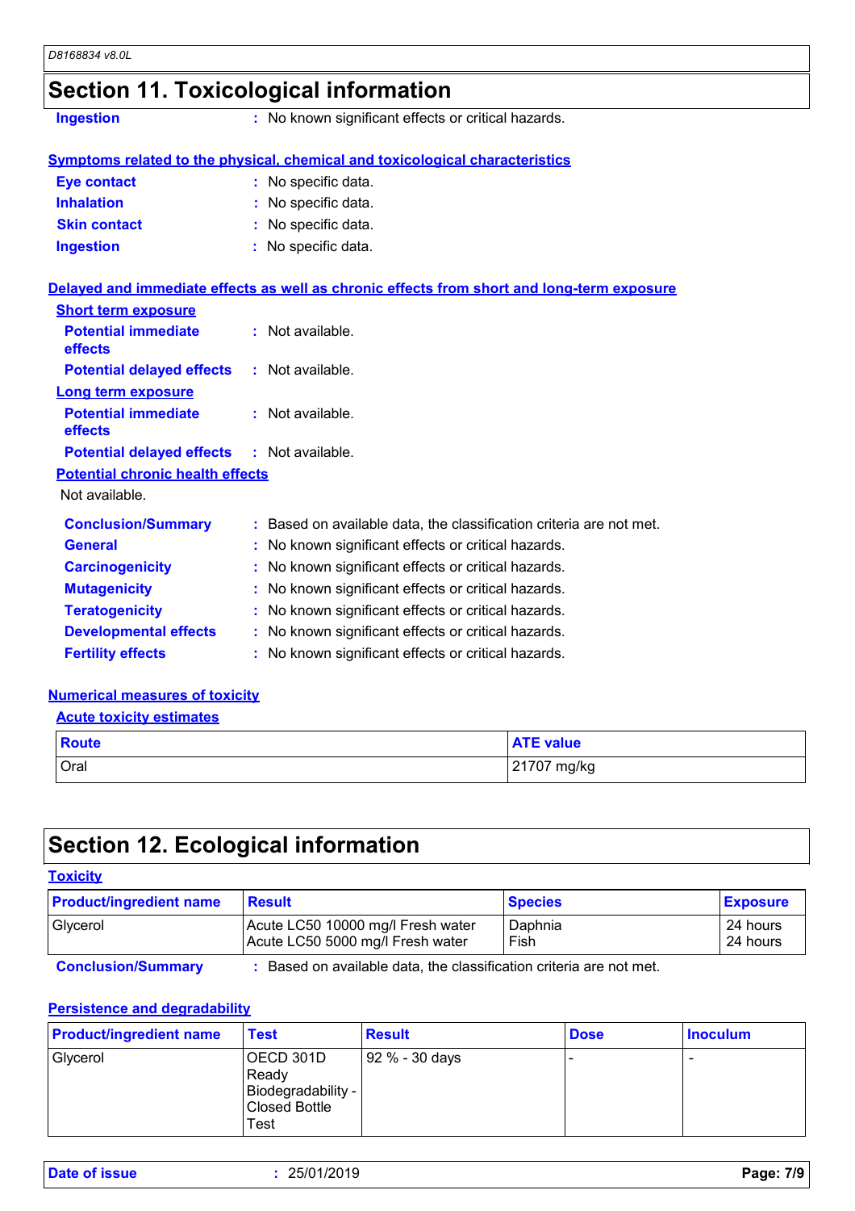## Section 11. Toxicological information

**Ingestion** : No known significant effects or critical hazards.

**Symptoms related to the physical, chemical and toxicological characteristics**

**Eye contact** : No specific data.

**Inhalation** : No specific data.

**Skin contact** : No specific data.

**Ingestion** : No specific data.

**Delayed and immediate effects as well as chronic effects from short and long-term exposure**

**Short term exposure**

**Potential immediate effects** : Not available.

**Potential delayed effects** : Not available.

**Long term exposure**

**Potential immediate effects** : Not available.

**Potential delayed effects** : Not available.

**Potential chronic health effects**

Not available.

**Conclusion/Summary** : Based on available data, the classification criteria are not met.

**General** : No known significant effects or critical hazards.

**Carcinogenicity** : No known significant effects or critical hazards.

**Mutagenicity** : No known significant effects or critical hazards.

**Teratogenicity** : No known significant effects or critical hazards.

**Developmental effects** : No known significant effects or critical hazards.

**Fertility effects** : No known significant effects or critical hazards.

**Numerical measures of toxicity**

**Acute toxicity estimates**

| Route | ATE value |
|---|---|
| Oral | 21707 mg/kg |

## Section 12. Ecological information

**Toxicity**

| Product/ingredient name | Result | Species | Exposure |
|---|---|---|---|
| Glycerol | Acute LC50 10000 mg/l Fresh water<br>Acute LC50 5000 mg/l Fresh water | Daphnia<br>Fish | 24 hours<br>24 hours |

**Conclusion/Summary** : Based on available data, the classification criteria are not met.

**Persistence and degradability**

| Product/ingredient name | Test | Result | Dose | Inoculum |
|---|---|---|---|---|
| Glycerol | OECD 301D Ready Biodegradability - Closed Bottle Test | 92 % - 30 days | - | - |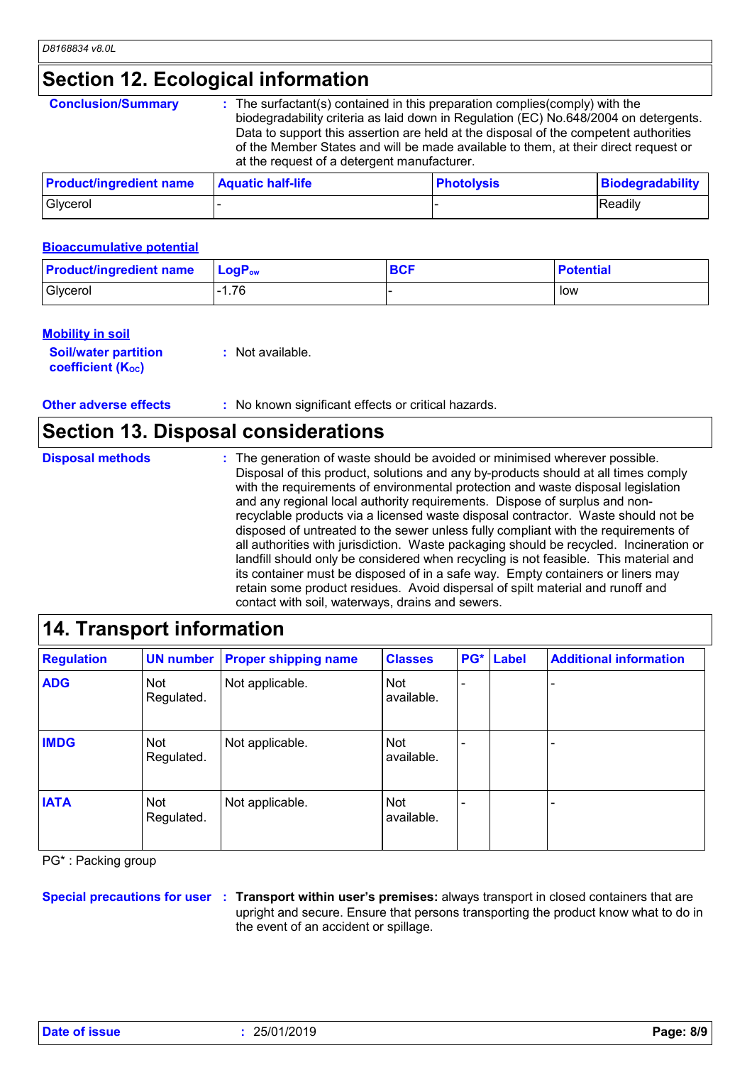## Section 12. Ecological information

**Conclusion/Summary** : The surfactant(s) contained in this preparation complies(comply) with the biodegradability criteria as laid down in Regulation (EC) No.648/2004 on detergents. Data to support this assertion are held at the disposal of the competent authorities of the Member States and will be made available to them, at their direct request or at the request of a detergent manufacturer.

| Product/ingredient name | Aquatic half-life | Photolysis | Biodegradability |
|---|---|---|---|
| Glycerol | - | - | Readily |

### Bioaccumulative potential

| Product/ingredient name | $LogP_{ow}$ | BCF | Potential |
|---|---|---|---|
| Glycerol | -1.76 | - | low |

### Mobility in soil

**Soil/water partition coefficient ($K_{OC}$)** : Not available.

**Other adverse effects** : No known significant effects or critical hazards.

## Section 13. Disposal considerations

**Disposal methods** : The generation of waste should be avoided or minimised wherever possible. Disposal of this product, solutions and any by-products should at all times comply with the requirements of environmental protection and waste disposal legislation and any regional local authority requirements. Dispose of surplus and non-recyclable products via a licensed waste disposal contractor. Waste should not be disposed of untreated to the sewer unless fully compliant with the requirements of all authorities with jurisdiction. Waste packaging should be recycled. Incineration or landfill should only be considered when recycling is not feasible. This material and its container must be disposed of in a safe way. Empty containers or liners may retain some product residues. Avoid dispersal of spilt material and runoff and contact with soil, waterways, drains and sewers.

## 14. Transport information

| Regulation | UN number | Proper shipping name | Classes | PG* | Label | Additional information |
|---|---|---|---|---|---|---|
| ADG | Not Regulated. | Not applicable. | Not available. | - | | - |
| IMDG | Not Regulated. | Not applicable. | Not available. | - | | - |
| IATA | Not Regulated. | Not applicable. | Not available. | - | | - |

PG* : Packing group

**Special precautions for user** : **Transport within user's premises:** always transport in closed containers that are upright and secure. Ensure that persons transporting the product know what to do in the event of an accident or spillage.

**Date of issue** : 25/01/2019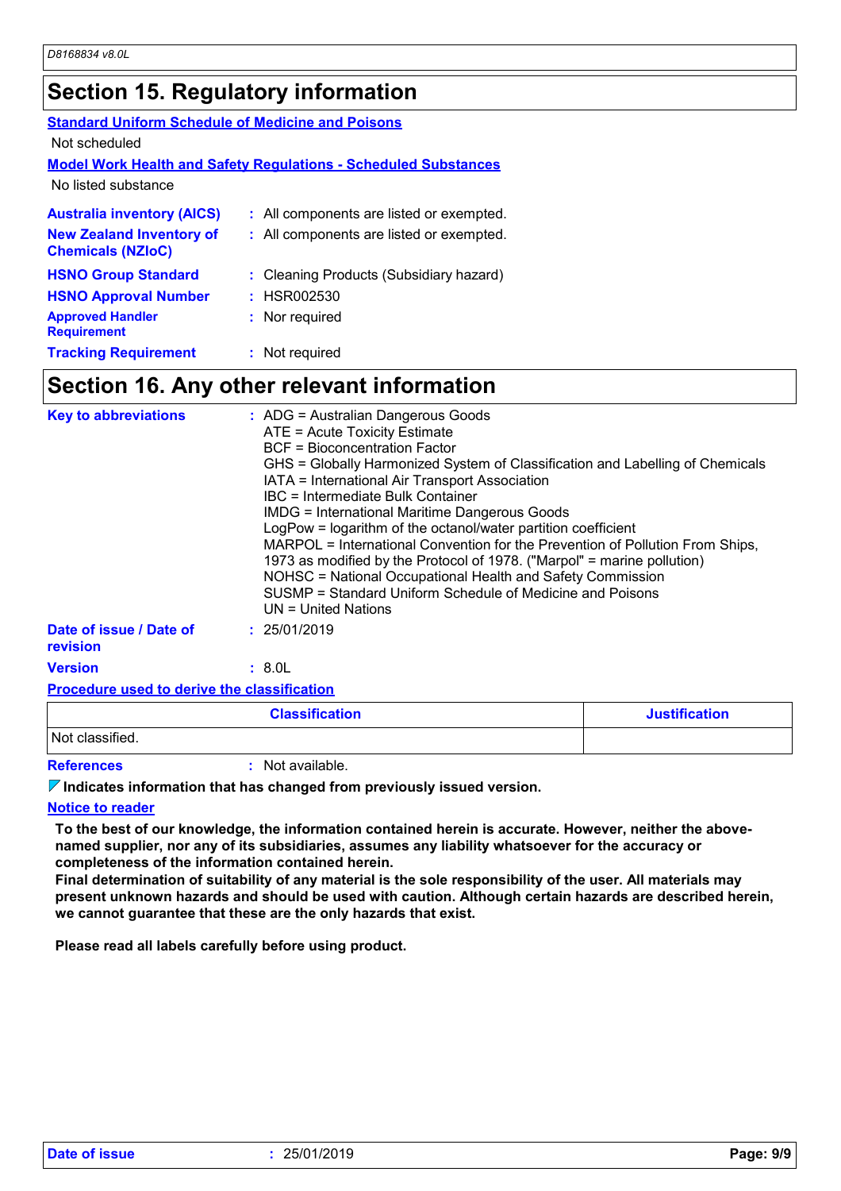## Section 15. Regulatory information

**Standard Uniform Schedule of Medicine and Poisons**

Not scheduled

**Model Work Health and Safety Regulations - Scheduled Substances**

No listed substance

**Australia inventory (AICS)** : All components are listed or exempted.

**New Zealand Inventory of Chemicals (NZIoC)** : All components are listed or exempted.

**HSNO Group Standard** : Cleaning Products (Subsidiary hazard)

**HSNO Approval Number** : HSR002530

**Approved Handler Requirement** : Nor required

**Tracking Requirement** : Not required

## Section 16. Any other relevant information

**Key to abbreviations** : ADG = Australian Dangerous Goods
ATE = Acute Toxicity Estimate
BCF = Bioconcentration Factor
GHS = Globally Harmonized System of Classification and Labelling of Chemicals
IATA = International Air Transport Association
IBC = Intermediate Bulk Container
IMDG = International Maritime Dangerous Goods
LogPow = logarithm of the octanol/water partition coefficient
MARPOL = International Convention for the Prevention of Pollution From Ships, 1973 as modified by the Protocol of 1978. ("Marpol" = marine pollution)
NOHSC = National Occupational Health and Safety Commission
SUSMP = Standard Uniform Schedule of Medicine and Poisons
UN = United Nations

**Date of issue / Date of revision** : 25/01/2019

**Version** : 8.0L

**Procedure used to derive the classification**

| Classification | Justification |
|---|---|
| Not classified. | |

**References** : Not available.

**Indicates information that has changed from previously issued version.**

**Notice to reader**

**To the best of our knowledge, the information contained herein is accurate. However, neither the above-named supplier, nor any of its subsidiaries, assumes any liability whatsoever for the accuracy or completeness of the information contained herein.**
**Final determination of suitability of any material is the sole responsibility of the user. All materials may present unknown hazards and should be used with caution. Although certain hazards are described herein, we cannot guarantee that these are the only hazards that exist.**

**Please read all labels carefully before using product.**